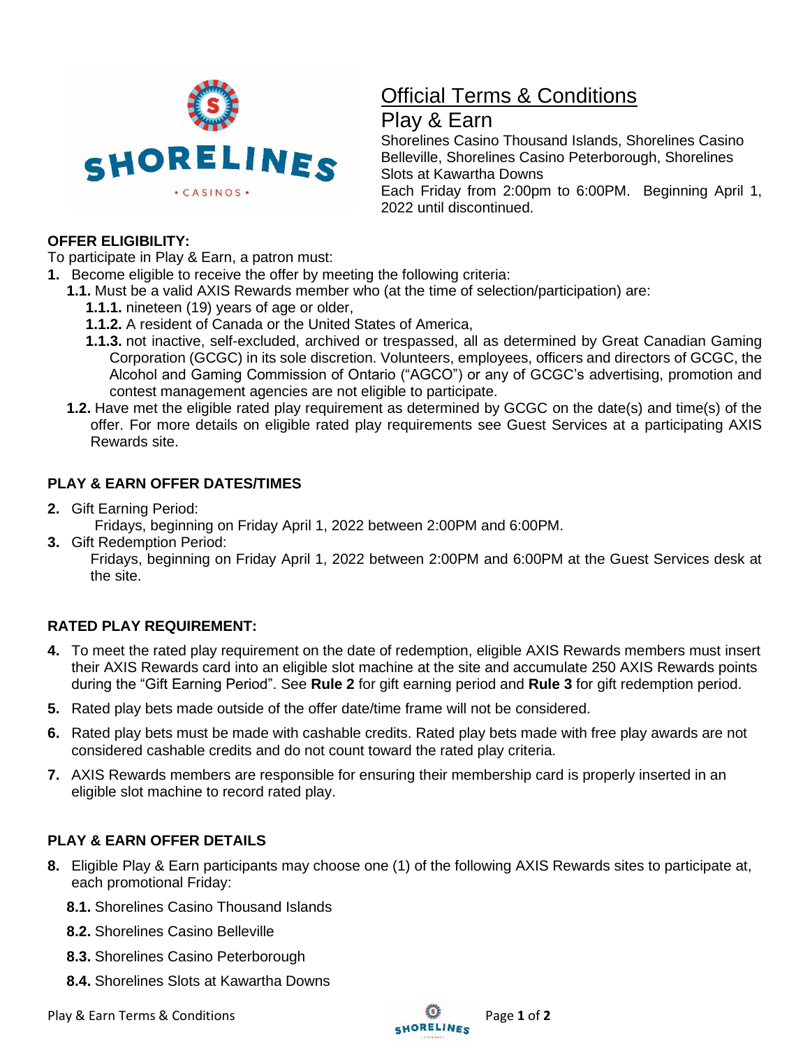# Official Terms & Conditions

## Play & Earn

Shorelines Casino Thousand Islands, Shorelines Casino Belleville, Shorelines Casino Peterborough, Shorelines Slots at Kawartha Downs

Each Friday from 2:00pm to 6:00PM. Beginning April 1, 2022 until discontinued.

**OFFER ELIGIBILITY:**

To participate in Play & Earn, a patron must:

**1.** Become eligible to receive the offer by meeting the following criteria:

- **1.1.** Must be a valid AXIS Rewards member who (at the time of selection/participation) are:
  - **1.1.1.** nineteen (19) years of age or older,
  - **1.1.2.** A resident of Canada or the United States of America,
  - **1.1.3.** not inactive, self-excluded, archived or trespassed, all as determined by Great Canadian Gaming Corporation (GCGC) in its sole discretion. Volunteers, employees, officers and directors of GCGC, the Alcohol and Gaming Commission of Ontario ("AGCO") or any of GCGC's advertising, promotion and contest management agencies are not eligible to participate.
- **1.2.** Have met the eligible rated play requirement as determined by GCGC on the date(s) and time(s) of the offer. For more details on eligible rated play requirements see Guest Services at a participating AXIS Rewards site.

**PLAY & EARN OFFER DATES/TIMES**

**2.** Gift Earning Period:

Fridays, beginning on Friday April 1, 2022 between 2:00PM and 6:00PM.

**3.** Gift Redemption Period:

Fridays, beginning on Friday April 1, 2022 between 2:00PM and 6:00PM at the Guest Services desk at the site.

**RATED PLAY REQUIREMENT:**

**4.** To meet the rated play requirement on the date of redemption, eligible AXIS Rewards members must insert their AXIS Rewards card into an eligible slot machine at the site and accumulate 250 AXIS Rewards points during the "Gift Earning Period". See **Rule 2** for gift earning period and **Rule 3** for gift redemption period.

**5.** Rated play bets made outside of the offer date/time frame will not be considered.

**6.** Rated play bets must be made with cashable credits. Rated play bets made with free play awards are not considered cashable credits and do not count toward the rated play criteria.

**7.** AXIS Rewards members are responsible for ensuring their membership card is properly inserted in an eligible slot machine to record rated play.

**PLAY & EARN OFFER DETAILS**

**8.** Eligible Play & Earn participants may choose one (1) of the following AXIS Rewards sites to participate at, each promotional Friday:

- **8.1.** Shorelines Casino Thousand Islands
- **8.2.** Shorelines Casino Belleville
- **8.3.** Shorelines Casino Peterborough
- **8.4.** Shorelines Slots at Kawartha Downs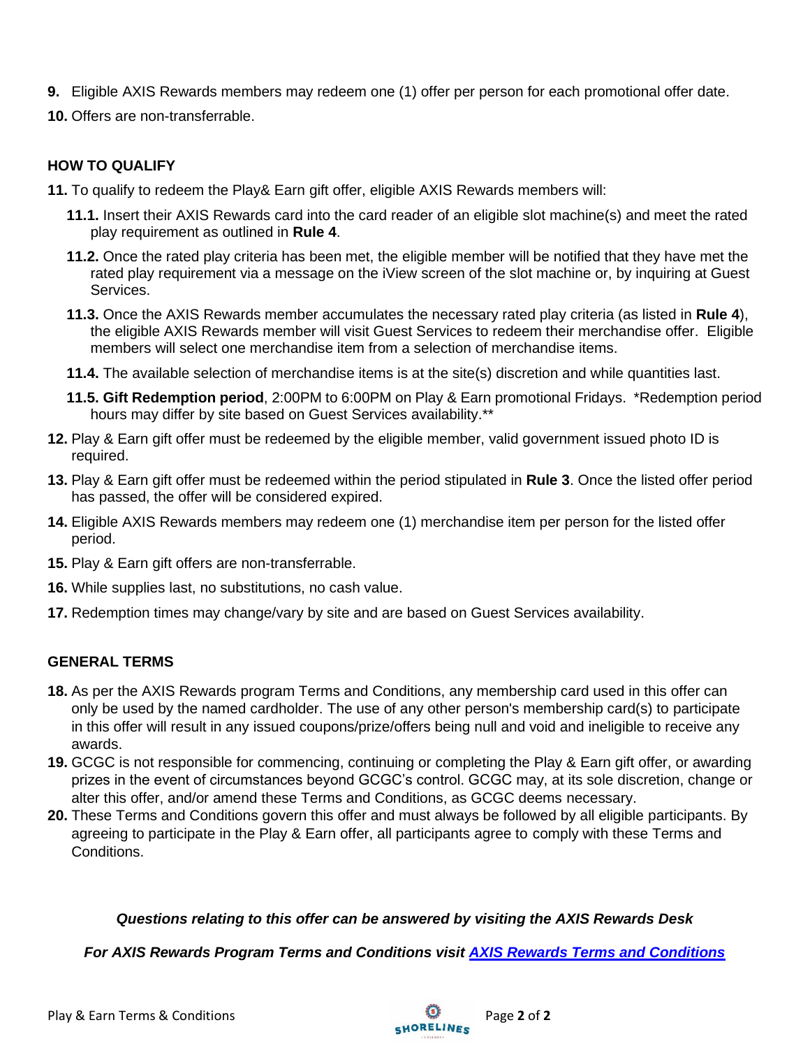9. Eligible AXIS Rewards members may redeem one (1) offer per person for each promotional offer date.
10. Offers are non-transferrable.

**HOW TO QUALIFY**

11. To qualify to redeem the Play& Earn gift offer, eligible AXIS Rewards members will:
    - **11.1.** Insert their AXIS Rewards card into the card reader of an eligible slot machine(s) and meet the rated play requirement as outlined in **Rule 4**.
    - **11.2.** Once the rated play criteria has been met, the eligible member will be notified that they have met the rated play requirement via a message on the iView screen of the slot machine or, by inquiring at Guest Services.
    - **11.3.** Once the AXIS Rewards member accumulates the necessary rated play criteria (as listed in **Rule 4**), the eligible AXIS Rewards member will visit Guest Services to redeem their merchandise offer. Eligible members will select one merchandise item from a selection of merchandise items.
    - **11.4.** The available selection of merchandise items is at the site(s) discretion and while quantities last.
    - **11.5. Gift Redemption period**, 2:00PM to 6:00PM on Play & Earn promotional Fridays. *Redemption period hours may differ by site based on Guest Services availability.**
12. Play & Earn gift offer must be redeemed by the eligible member, valid government issued photo ID is required.
13. Play & Earn gift offer must be redeemed within the period stipulated in **Rule 3**. Once the listed offer period has passed, the offer will be considered expired.
14. Eligible AXIS Rewards members may redeem one (1) merchandise item per person for the listed offer period.
15. Play & Earn gift offers are non-transferrable.
16. While supplies last, no substitutions, no cash value.
17. Redemption times may change/vary by site and are based on Guest Services availability.

**GENERAL TERMS**

18. As per the AXIS Rewards program Terms and Conditions, any membership card used in this offer can only be used by the named cardholder. The use of any other person's membership card(s) to participate in this offer will result in any issued coupons/prize/offers being null and void and ineligible to receive any awards.
19. GCGC is not responsible for commencing, continuing or completing the Play & Earn gift offer, or awarding prizes in the event of circumstances beyond GCGC's control. GCGC may, at its sole discretion, change or alter this offer, and/or amend these Terms and Conditions, as GCGC deems necessary.
20. These Terms and Conditions govern this offer and must always be followed by all eligible participants. By agreeing to participate in the Play & Earn offer, all participants agree to comply with these Terms and Conditions.

***Questions relating to this offer can be answered by visiting the AXIS Rewards Desk***

***For AXIS Rewards Program Terms and Conditions visit [AXIS Rewards Terms and Conditions]()***